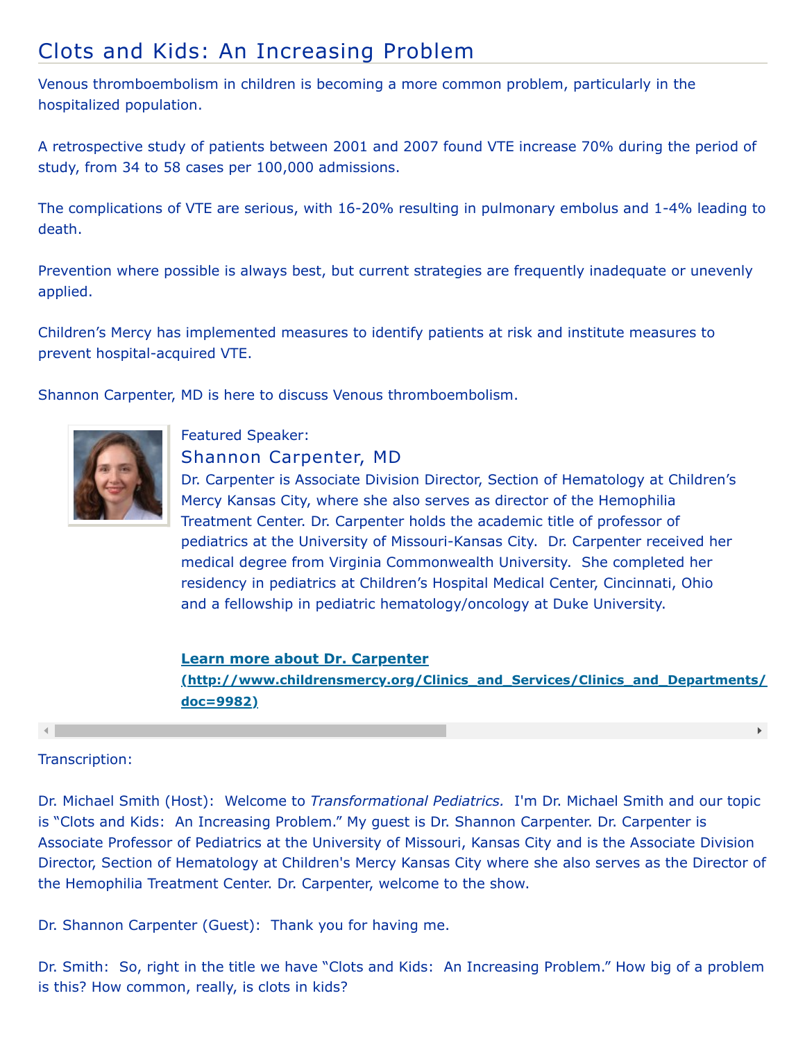# Clots and Kids: An Increasing Problem

Venous thromboembolism in children is becoming a more common problem, particularly in the hospitalized population.

A retrospective study of patients between 2001 and 2007 found VTE increase 70% during the period of study, from 34 to 58 cases per 100,000 admissions.

The complications of VTE are serious, with 16-20% resulting in pulmonary embolus and 1-4% leading to death.

Prevention where possible is always best, but current strategies are frequently inadequate or unevenly applied.

Children's Mercy has implemented measures to identify patients at risk and institute measures to prevent hospital-acquired VTE.

Shannon Carpenter, MD is here to discuss Venous thromboembolism.

Featured Speaker:

## Shannon Carpenter, MD

Dr. Carpenter is Associate Division Director, Section of Hematology at Children's Mercy Kansas City, where she also serves as director of the Hemophilia Treatment Center. Dr. Carpenter holds the academic title of professor of pediatrics at the University of Missouri-Kansas City. Dr. Carpenter received her medical degree from Virginia Commonwealth University. She completed her residency in pediatrics at Children's Hospital Medical Center, Cincinnati, Ohio and a fellowship in pediatric hematology/oncology at Duke University.

**Learn more about Dr. Carpenter (http://www.childrensmercy.org/Clinics_and_Services/Clinics_and_Departments/ doc=9982)**

Transcription:

Dr. Michael Smith (Host): Welcome to *Transformational Pediatrics.* I'm Dr. Michael Smith and our topic is "Clots and Kids: An Increasing Problem." My guest is Dr. Shannon Carpenter. Dr. Carpenter is Associate Professor of Pediatrics at the University of Missouri, Kansas City and is the Associate Division Director, Section of Hematology at Children's Mercy Kansas City where she also serves as the Director of the Hemophilia Treatment Center. Dr. Carpenter, welcome to the show.

Dr. Shannon Carpenter (Guest): Thank you for having me.

Dr. Smith: So, right in the title we have "Clots and Kids: An Increasing Problem." How big of a problem is this? How common, really, is clots in kids?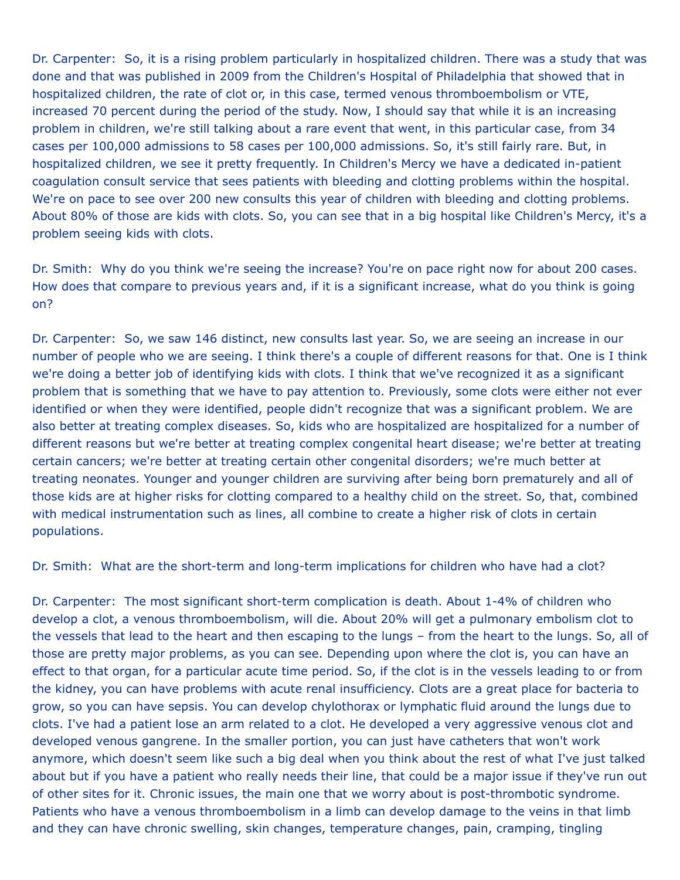Dr. Carpenter: So, it is a rising problem particularly in hospitalized children. There was a study that was done and that was published in 2009 from the Children's Hospital of Philadelphia that showed that in hospitalized children, the rate of clot or, in this case, termed venous thromboembolism or VTE, increased 70 percent during the period of the study. Now, I should say that while it is an increasing problem in children, we're still talking about a rare event that went, in this particular case, from 34 cases per 100,000 admissions to 58 cases per 100,000 admissions. So, it's still fairly rare. But, in hospitalized children, we see it pretty frequently. In Children's Mercy we have a dedicated in-patient coagulation consult service that sees patients with bleeding and clotting problems within the hospital. We're on pace to see over 200 new consults this year of children with bleeding and clotting problems. About 80% of those are kids with clots. So, you can see that in a big hospital like Children's Mercy, it's a problem seeing kids with clots.

Dr. Smith: Why do you think we're seeing the increase? You're on pace right now for about 200 cases. How does that compare to previous years and, if it is a significant increase, what do you think is going on?

Dr. Carpenter: So, we saw 146 distinct, new consults last year. So, we are seeing an increase in our number of people who we are seeing. I think there's a couple of different reasons for that. One is I think we're doing a better job of identifying kids with clots. I think that we've recognized it as a significant problem that is something that we have to pay attention to. Previously, some clots were either not ever identified or when they were identified, people didn't recognize that was a significant problem. We are also better at treating complex diseases. So, kids who are hospitalized are hospitalized for a number of different reasons but we're better at treating complex congenital heart disease; we're better at treating certain cancers; we're better at treating certain other congenital disorders; we're much better at treating neonates. Younger and younger children are surviving after being born prematurely and all of those kids are at higher risks for clotting compared to a healthy child on the street. So, that, combined with medical instrumentation such as lines, all combine to create a higher risk of clots in certain populations.

Dr. Smith: What are the short-term and long-term implications for children who have had a clot?

Dr. Carpenter: The most significant short-term complication is death. About 1-4% of children who develop a clot, a venous thromboembolism, will die. About 20% will get a pulmonary embolism clot to the vessels that lead to the heart and then escaping to the lungs – from the heart to the lungs. So, all of those are pretty major problems, as you can see. Depending upon where the clot is, you can have an effect to that organ, for a particular acute time period. So, if the clot is in the vessels leading to or from the kidney, you can have problems with acute renal insufficiency. Clots are a great place for bacteria to grow, so you can have sepsis. You can develop chylothorax or lymphatic fluid around the lungs due to clots. I've had a patient lose an arm related to a clot. He developed a very aggressive venous clot and developed venous gangrene. In the smaller portion, you can just have catheters that won't work anymore, which doesn't seem like such a big deal when you think about the rest of what I've just talked about but if you have a patient who really needs their line, that could be a major issue if they've run out of other sites for it. Chronic issues, the main one that we worry about is post-thrombotic syndrome. Patients who have a venous thromboembolism in a limb can develop damage to the veins in that limb and they can have chronic swelling, skin changes, temperature changes, pain, cramping, tingling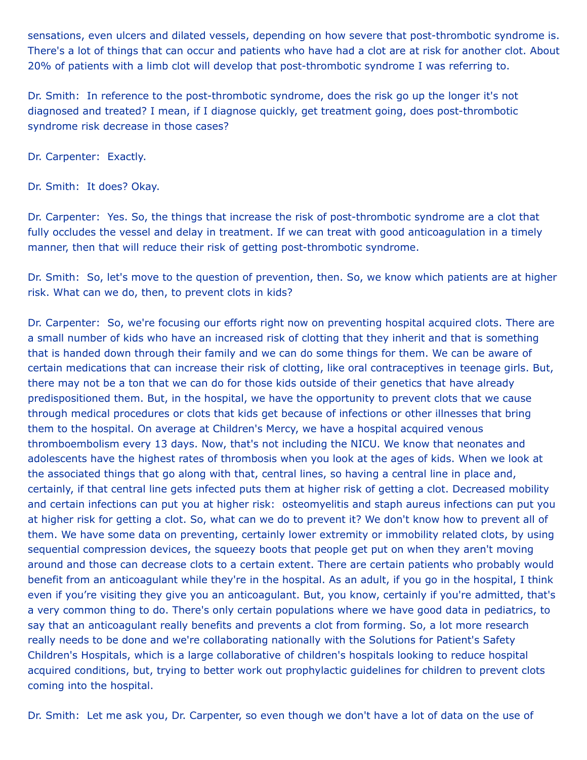sensations, even ulcers and dilated vessels, depending on how severe that post-thrombotic syndrome is. There's a lot of things that can occur and patients who have had a clot are at risk for another clot. About 20% of patients with a limb clot will develop that post-thrombotic syndrome I was referring to.

Dr. Smith: In reference to the post-thrombotic syndrome, does the risk go up the longer it's not diagnosed and treated? I mean, if I diagnose quickly, get treatment going, does post-thrombotic syndrome risk decrease in those cases?

Dr. Carpenter: Exactly.

Dr. Smith: It does? Okay.

Dr. Carpenter: Yes. So, the things that increase the risk of post-thrombotic syndrome are a clot that fully occludes the vessel and delay in treatment. If we can treat with good anticoagulation in a timely manner, then that will reduce their risk of getting post-thrombotic syndrome.

Dr. Smith: So, let's move to the question of prevention, then. So, we know which patients are at higher risk. What can we do, then, to prevent clots in kids?

Dr. Carpenter: So, we're focusing our efforts right now on preventing hospital acquired clots. There are a small number of kids who have an increased risk of clotting that they inherit and that is something that is handed down through their family and we can do some things for them. We can be aware of certain medications that can increase their risk of clotting, like oral contraceptives in teenage girls. But, there may not be a ton that we can do for those kids outside of their genetics that have already predispositioned them. But, in the hospital, we have the opportunity to prevent clots that we cause through medical procedures or clots that kids get because of infections or other illnesses that bring them to the hospital. On average at Children's Mercy, we have a hospital acquired venous thromboembolism every 13 days. Now, that's not including the NICU. We know that neonates and adolescents have the highest rates of thrombosis when you look at the ages of kids. When we look at the associated things that go along with that, central lines, so having a central line in place and, certainly, if that central line gets infected puts them at higher risk of getting a clot. Decreased mobility and certain infections can put you at higher risk: osteomyelitis and staph aureus infections can put you at higher risk for getting a clot. So, what can we do to prevent it? We don't know how to prevent all of them. We have some data on preventing, certainly lower extremity or immobility related clots, by using sequential compression devices, the squeezy boots that people get put on when they aren't moving around and those can decrease clots to a certain extent. There are certain patients who probably would benefit from an anticoagulant while they're in the hospital. As an adult, if you go in the hospital, I think even if you're visiting they give you an anticoagulant. But, you know, certainly if you're admitted, that's a very common thing to do. There's only certain populations where we have good data in pediatrics, to say that an anticoagulant really benefits and prevents a clot from forming. So, a lot more research really needs to be done and we're collaborating nationally with the Solutions for Patient's Safety Children's Hospitals, which is a large collaborative of children's hospitals looking to reduce hospital acquired conditions, but, trying to better work out prophylactic guidelines for children to prevent clots coming into the hospital.

Dr. Smith: Let me ask you, Dr. Carpenter, so even though we don't have a lot of data on the use of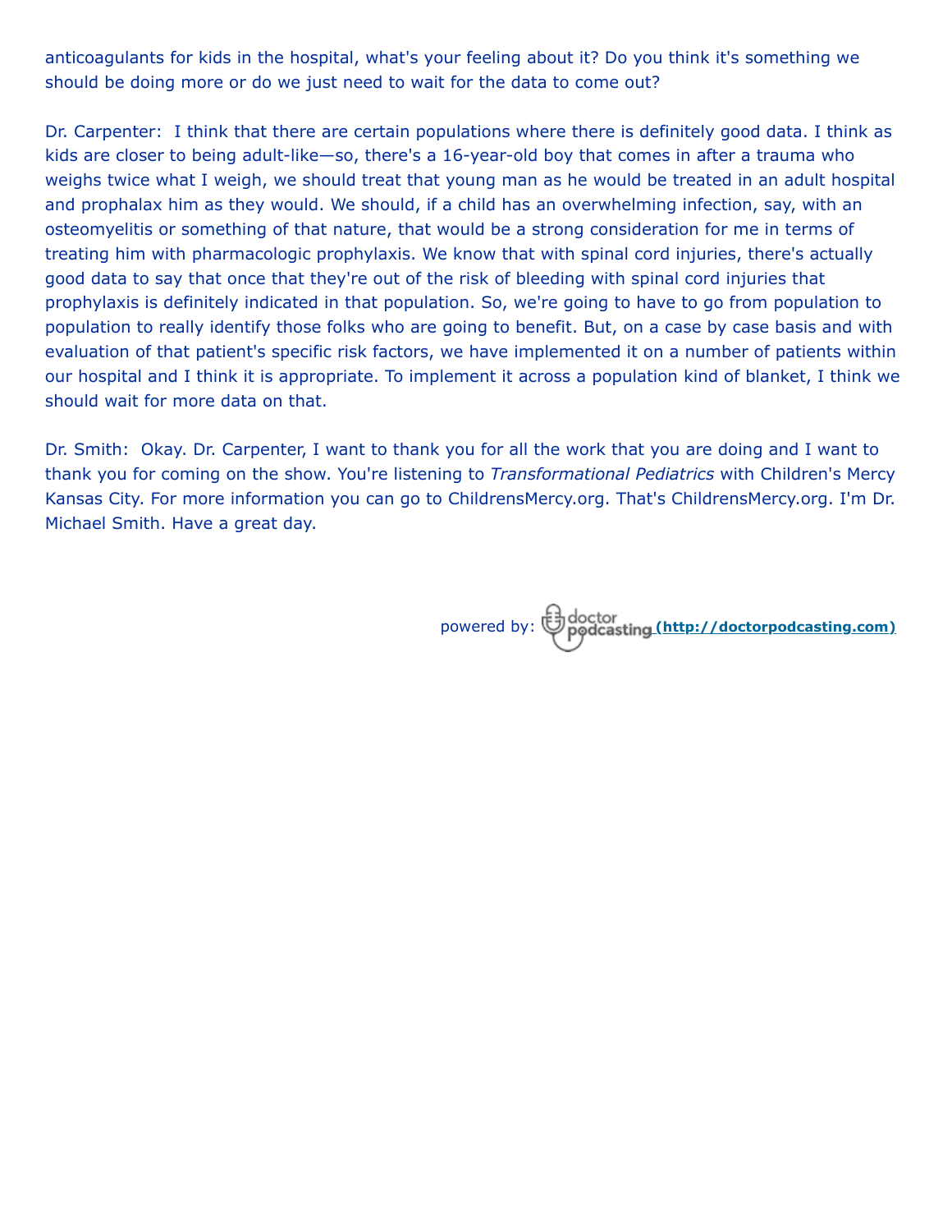anticoagulants for kids in the hospital, what's your feeling about it? Do you think it's something we should be doing more or do we just need to wait for the data to come out?

Dr. Carpenter: I think that there are certain populations where there is definitely good data. I think as kids are closer to being adult-like—so, there's a 16-year-old boy that comes in after a trauma who weighs twice what I weigh, we should treat that young man as he would be treated in an adult hospital and prophalax him as they would. We should, if a child has an overwhelming infection, say, with an osteomyelitis or something of that nature, that would be a strong consideration for me in terms of treating him with pharmacologic prophylaxis. We know that with spinal cord injuries, there's actually good data to say that once that they're out of the risk of bleeding with spinal cord injuries that prophylaxis is definitely indicated in that population. So, we're going to have to go from population to population to really identify those folks who are going to benefit. But, on a case by case basis and with evaluation of that patient's specific risk factors, we have implemented it on a number of patients within our hospital and I think it is appropriate. To implement it across a population kind of blanket, I think we should wait for more data on that.

Dr. Smith: Okay. Dr. Carpenter, I want to thank you for all the work that you are doing and I want to thank you for coming on the show. You're listening to *Transformational Pediatrics* with Children's Mercy Kansas City. For more information you can go to ChildrensMercy.org. That's ChildrensMercy.org. I'm Dr. Michael Smith. Have a great day.

powered by: doctor podcasting **(http://doctorpodcasting.com)**